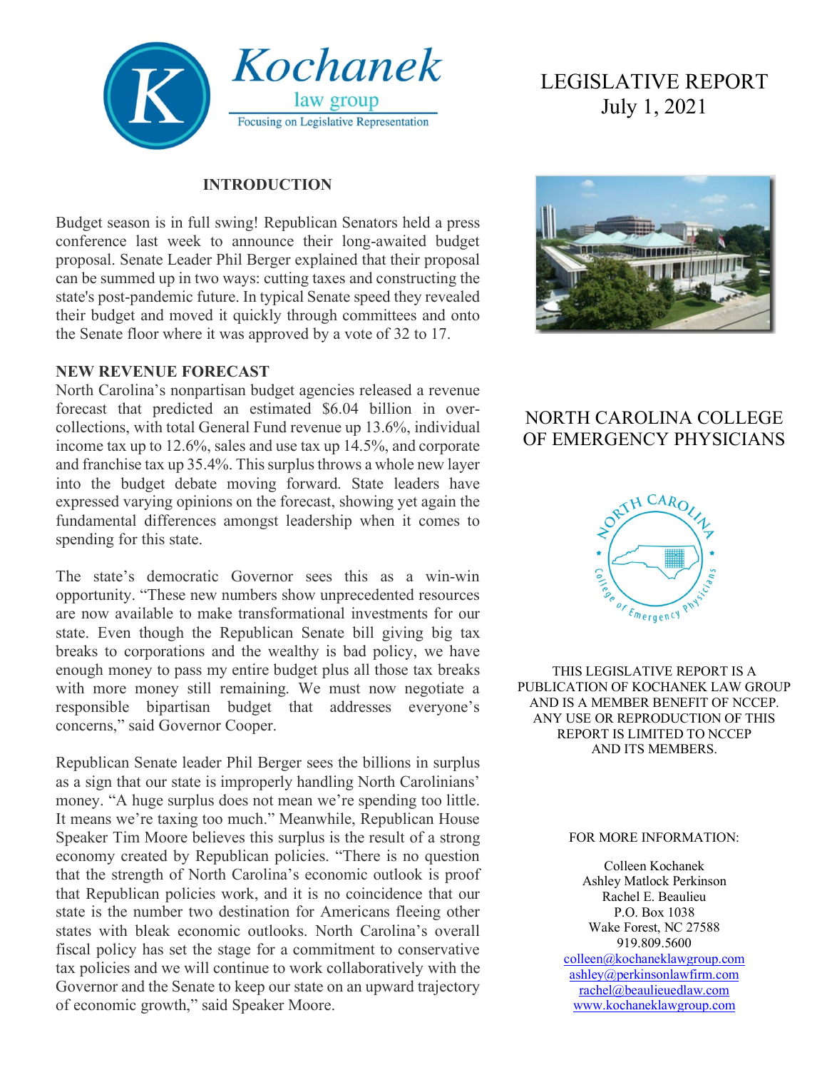Kochanek law group
Focusing on Legislative Representation

# LEGISLATIVE REPORT
July 1, 2021

## NORTH CAROLINA COLLEGE OF EMERGENCY PHYSICIANS

THIS LEGISLATIVE REPORT IS A PUBLICATION OF KOCHANEK LAW GROUP AND IS A MEMBER BENEFIT OF NCCEP. ANY USE OR REPRODUCTION OF THIS REPORT IS LIMITED TO NCCEP AND ITS MEMBERS.

FOR MORE INFORMATION:

Colleen Kochanek
Ashley Matlock Perkinson
Rachel E. Beaulieu
P.O. Box 1038
Wake Forest, NC 27588
919.809.5600
colleen@kochaneklawgroup.com
ashley@perkinsonlawfirm.com
rachel@beaulieuedlaw.com
www.kochaneklawgroup.com

## INTRODUCTION

Budget season is in full swing! Republican Senators held a press conference last week to announce their long-awaited budget proposal. Senate Leader Phil Berger explained that their proposal can be summed up in two ways: cutting taxes and constructing the state's post-pandemic future. In typical Senate speed they revealed their budget and moved it quickly through committees and onto the Senate floor where it was approved by a vote of 32 to 17.

**NEW REVENUE FORECAST**

North Carolina's nonpartisan budget agencies released a revenue forecast that predicted an estimated $6.04 billion in over-collections, with total General Fund revenue up 13.6%, individual income tax up to 12.6%, sales and use tax up 14.5%, and corporate and franchise tax up 35.4%. This surplus throws a whole new layer into the budget debate moving forward. State leaders have expressed varying opinions on the forecast, showing yet again the fundamental differences amongst leadership when it comes to spending for this state.

The state's democratic Governor sees this as a win-win opportunity. "These new numbers show unprecedented resources are now available to make transformational investments for our state. Even though the Republican Senate bill giving big tax breaks to corporations and the wealthy is bad policy, we have enough money to pass my entire budget plus all those tax breaks with more money still remaining. We must now negotiate a responsible bipartisan budget that addresses everyone's concerns," said Governor Cooper.

Republican Senate leader Phil Berger sees the billions in surplus as a sign that our state is improperly handling North Carolinians' money. "A huge surplus does not mean we're spending too little. It means we're taxing too much." Meanwhile, Republican House Speaker Tim Moore believes this surplus is the result of a strong economy created by Republican policies. "There is no question that the strength of North Carolina's economic outlook is proof that Republican policies work, and it is no coincidence that our state is the number two destination for Americans fleeing other states with bleak economic outlooks. North Carolina's overall fiscal policy has set the stage for a commitment to conservative tax policies and we will continue to work collaboratively with the Governor and the Senate to keep our state on an upward trajectory of economic growth," said Speaker Moore.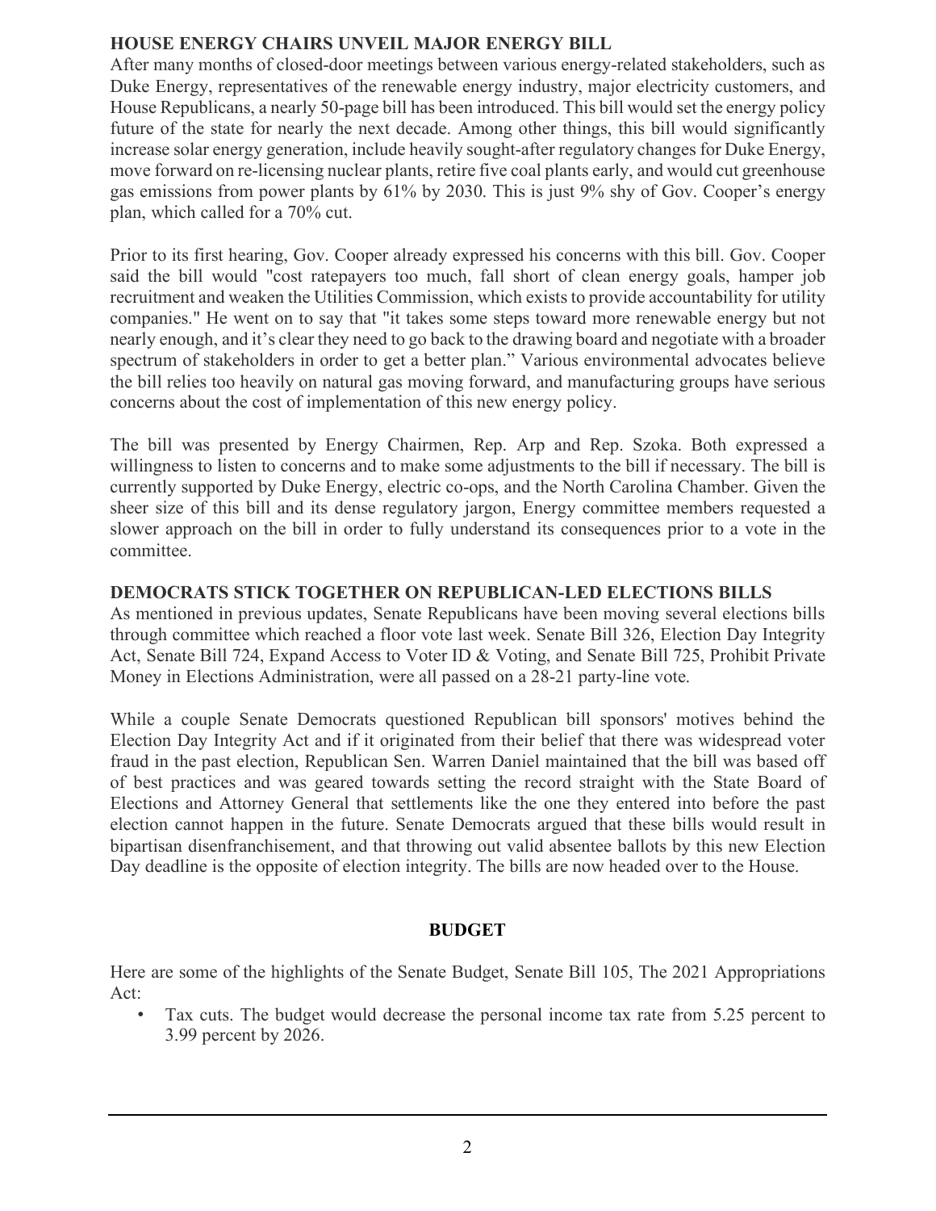## HOUSE ENERGY CHAIRS UNVEIL MAJOR ENERGY BILL

After many months of closed-door meetings between various energy-related stakeholders, such as Duke Energy, representatives of the renewable energy industry, major electricity customers, and House Republicans, a nearly 50-page bill has been introduced. This bill would set the energy policy future of the state for nearly the next decade. Among other things, this bill would significantly increase solar energy generation, include heavily sought-after regulatory changes for Duke Energy, move forward on re-licensing nuclear plants, retire five coal plants early, and would cut greenhouse gas emissions from power plants by 61% by 2030. This is just 9% shy of Gov. Cooper's energy plan, which called for a 70% cut.

Prior to its first hearing, Gov. Cooper already expressed his concerns with this bill. Gov. Cooper said the bill would "cost ratepayers too much, fall short of clean energy goals, hamper job recruitment and weaken the Utilities Commission, which exists to provide accountability for utility companies." He went on to say that "it takes some steps toward more renewable energy but not nearly enough, and it's clear they need to go back to the drawing board and negotiate with a broader spectrum of stakeholders in order to get a better plan." Various environmental advocates believe the bill relies too heavily on natural gas moving forward, and manufacturing groups have serious concerns about the cost of implementation of this new energy policy.

The bill was presented by Energy Chairmen, Rep. Arp and Rep. Szoka. Both expressed a willingness to listen to concerns and to make some adjustments to the bill if necessary. The bill is currently supported by Duke Energy, electric co-ops, and the North Carolina Chamber. Given the sheer size of this bill and its dense regulatory jargon, Energy committee members requested a slower approach on the bill in order to fully understand its consequences prior to a vote in the committee.

## DEMOCRATS STICK TOGETHER ON REPUBLICAN-LED ELECTIONS BILLS

As mentioned in previous updates, Senate Republicans have been moving several elections bills through committee which reached a floor vote last week. Senate Bill 326, Election Day Integrity Act, Senate Bill 724, Expand Access to Voter ID & Voting, and Senate Bill 725, Prohibit Private Money in Elections Administration, were all passed on a 28-21 party-line vote.

While a couple Senate Democrats questioned Republican bill sponsors' motives behind the Election Day Integrity Act and if it originated from their belief that there was widespread voter fraud in the past election, Republican Sen. Warren Daniel maintained that the bill was based off of best practices and was geared towards setting the record straight with the State Board of Elections and Attorney General that settlements like the one they entered into before the past election cannot happen in the future. Senate Democrats argued that these bills would result in bipartisan disenfranchisement, and that throwing out valid absentee ballots by this new Election Day deadline is the opposite of election integrity. The bills are now headed over to the House.

## BUDGET

Here are some of the highlights of the Senate Budget, Senate Bill 105, The 2021 Appropriations Act:

- Tax cuts. The budget would decrease the personal income tax rate from 5.25 percent to 3.99 percent by 2026.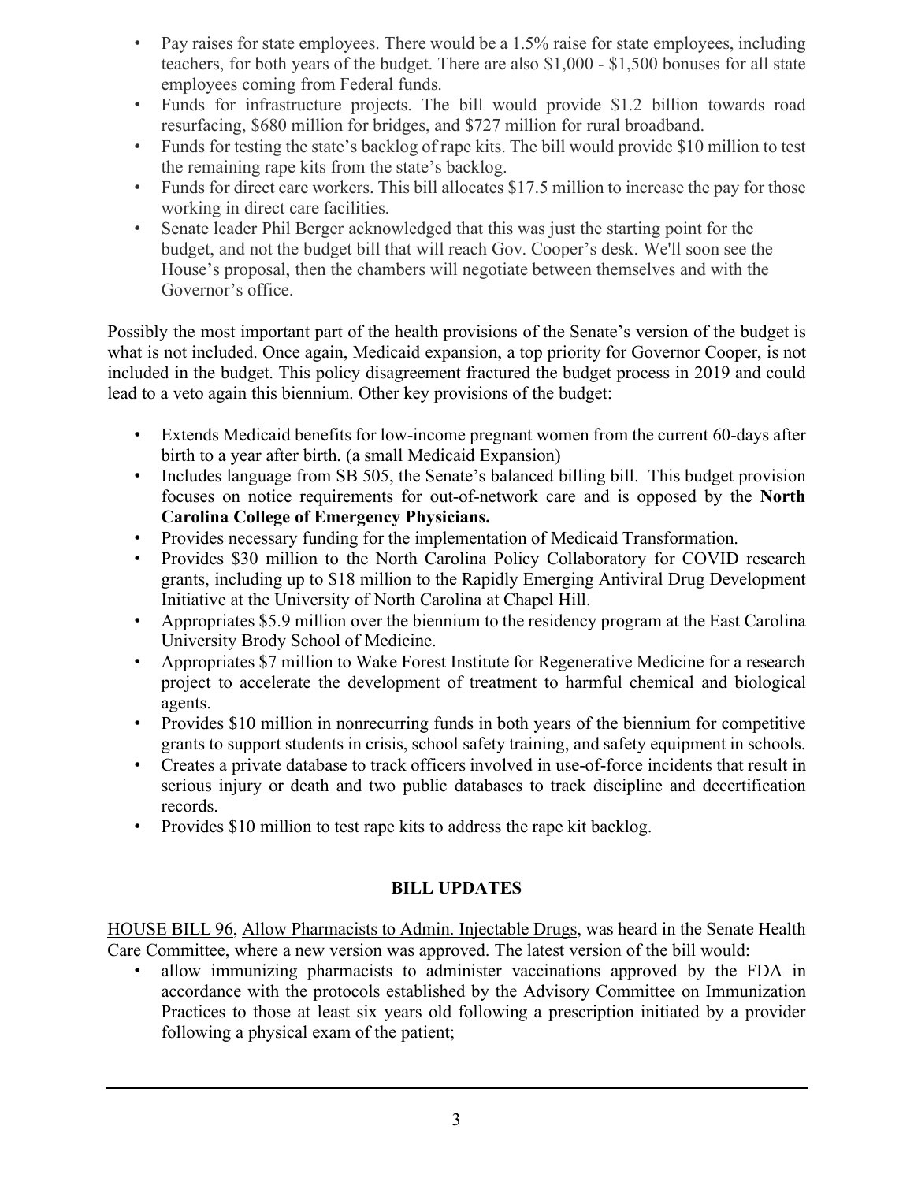- Pay raises for state employees. There would be a 1.5% raise for state employees, including teachers, for both years of the budget. There are also $1,000 - $1,500 bonuses for all state employees coming from Federal funds.
- Funds for infrastructure projects. The bill would provide $1.2 billion towards road resurfacing, $680 million for bridges, and $727 million for rural broadband.
- Funds for testing the state's backlog of rape kits. The bill would provide $10 million to test the remaining rape kits from the state's backlog.
- Funds for direct care workers. This bill allocates $17.5 million to increase the pay for those working in direct care facilities.
- Senate leader Phil Berger acknowledged that this was just the starting point for the budget, and not the budget bill that will reach Gov. Cooper's desk. We'll soon see the House's proposal, then the chambers will negotiate between themselves and with the Governor's office.

Possibly the most important part of the health provisions of the Senate's version of the budget is what is not included. Once again, Medicaid expansion, a top priority for Governor Cooper, is not included in the budget. This policy disagreement fractured the budget process in 2019 and could lead to a veto again this biennium. Other key provisions of the budget:

- Extends Medicaid benefits for low-income pregnant women from the current 60-days after birth to a year after birth. (a small Medicaid Expansion)
- Includes language from SB 505, the Senate's balanced billing bill. This budget provision focuses on notice requirements for out-of-network care and is opposed by the **North Carolina College of Emergency Physicians.**
- Provides necessary funding for the implementation of Medicaid Transformation.
- Provides $30 million to the North Carolina Policy Collaboratory for COVID research grants, including up to $18 million to the Rapidly Emerging Antiviral Drug Development Initiative at the University of North Carolina at Chapel Hill.
- Appropriates $5.9 million over the biennium to the residency program at the East Carolina University Brody School of Medicine.
- Appropriates $7 million to Wake Forest Institute for Regenerative Medicine for a research project to accelerate the development of treatment to harmful chemical and biological agents.
- Provides $10 million in nonrecurring funds in both years of the biennium for competitive grants to support students in crisis, school safety training, and safety equipment in schools.
- Creates a private database to track officers involved in use-of-force incidents that result in serious injury or death and two public databases to track discipline and decertification records.
- Provides $10 million to test rape kits to address the rape kit backlog.

## BILL UPDATES

HOUSE BILL 96, Allow Pharmacists to Admin. Injectable Drugs, was heard in the Senate Health Care Committee, where a new version was approved. The latest version of the bill would:

- allow immunizing pharmacists to administer vaccinations approved by the FDA in accordance with the protocols established by the Advisory Committee on Immunization Practices to those at least six years old following a prescription initiated by a provider following a physical exam of the patient;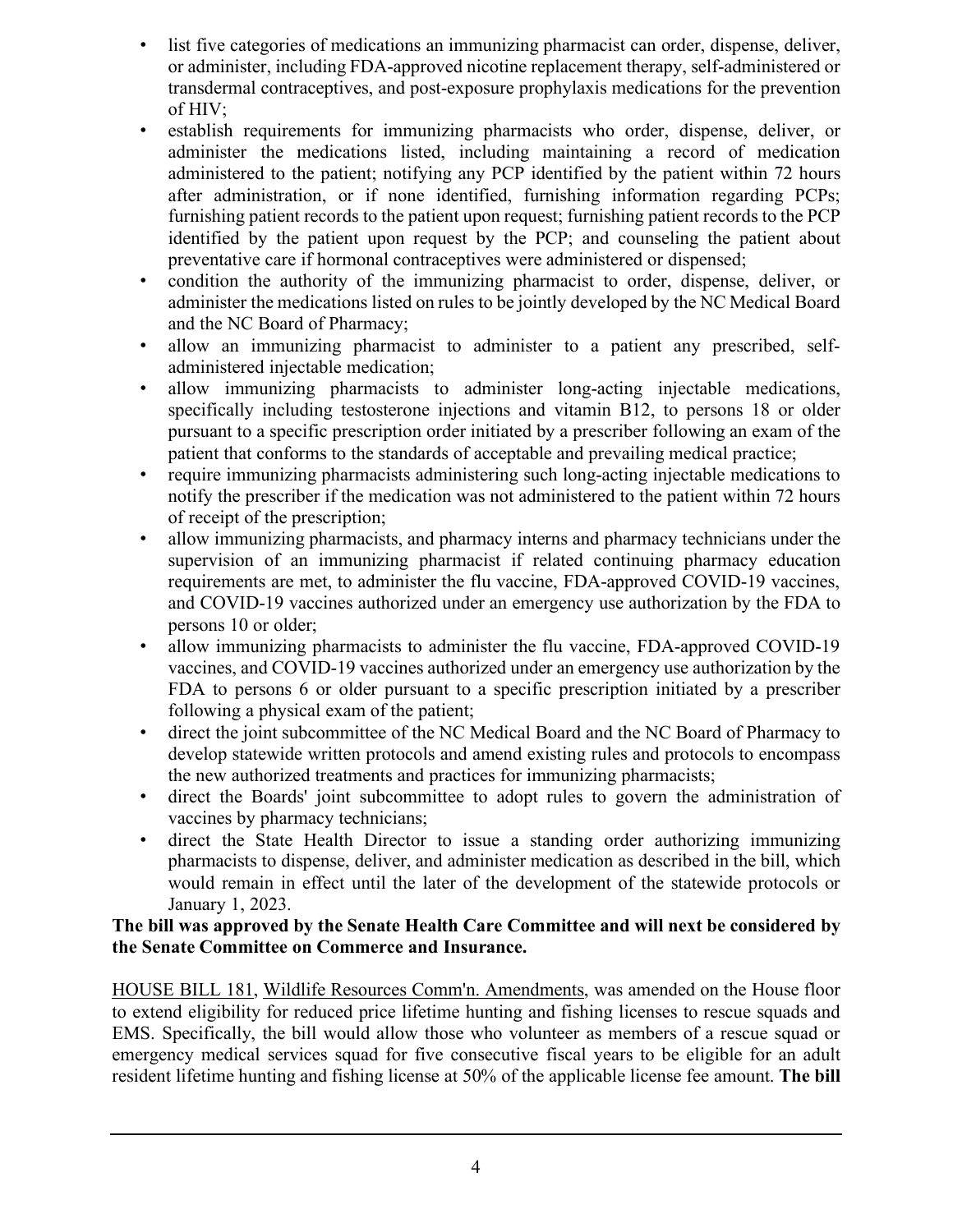- list five categories of medications an immunizing pharmacist can order, dispense, deliver, or administer, including FDA-approved nicotine replacement therapy, self-administered or transdermal contraceptives, and post-exposure prophylaxis medications for the prevention of HIV;
- establish requirements for immunizing pharmacists who order, dispense, deliver, or administer the medications listed, including maintaining a record of medication administered to the patient; notifying any PCP identified by the patient within 72 hours after administration, or if none identified, furnishing information regarding PCPs; furnishing patient records to the patient upon request; furnishing patient records to the PCP identified by the patient upon request by the PCP; and counseling the patient about preventative care if hormonal contraceptives were administered or dispensed;
- condition the authority of the immunizing pharmacist to order, dispense, deliver, or administer the medications listed on rules to be jointly developed by the NC Medical Board and the NC Board of Pharmacy;
- allow an immunizing pharmacist to administer to a patient any prescribed, self-administered injectable medication;
- allow immunizing pharmacists to administer long-acting injectable medications, specifically including testosterone injections and vitamin B12, to persons 18 or older pursuant to a specific prescription order initiated by a prescriber following an exam of the patient that conforms to the standards of acceptable and prevailing medical practice;
- require immunizing pharmacists administering such long-acting injectable medications to notify the prescriber if the medication was not administered to the patient within 72 hours of receipt of the prescription;
- allow immunizing pharmacists, and pharmacy interns and pharmacy technicians under the supervision of an immunizing pharmacist if related continuing pharmacy education requirements are met, to administer the flu vaccine, FDA-approved COVID-19 vaccines, and COVID-19 vaccines authorized under an emergency use authorization by the FDA to persons 10 or older;
- allow immunizing pharmacists to administer the flu vaccine, FDA-approved COVID-19 vaccines, and COVID-19 vaccines authorized under an emergency use authorization by the FDA to persons 6 or older pursuant to a specific prescription initiated by a prescriber following a physical exam of the patient;
- direct the joint subcommittee of the NC Medical Board and the NC Board of Pharmacy to develop statewide written protocols and amend existing rules and protocols to encompass the new authorized treatments and practices for immunizing pharmacists;
- direct the Boards' joint subcommittee to adopt rules to govern the administration of vaccines by pharmacy technicians;
- direct the State Health Director to issue a standing order authorizing immunizing pharmacists to dispense, deliver, and administer medication as described in the bill, which would remain in effect until the later of the development of the statewide protocols or January 1, 2023.

**The bill was approved by the Senate Health Care Committee and will next be considered by the Senate Committee on Commerce and Insurance.**

HOUSE BILL 181, Wildlife Resources Comm'n. Amendments, was amended on the House floor to extend eligibility for reduced price lifetime hunting and fishing licenses to rescue squads and EMS. Specifically, the bill would allow those who volunteer as members of a rescue squad or emergency medical services squad for five consecutive fiscal years to be eligible for an adult resident lifetime hunting and fishing license at 50% of the applicable license fee amount. **The bill**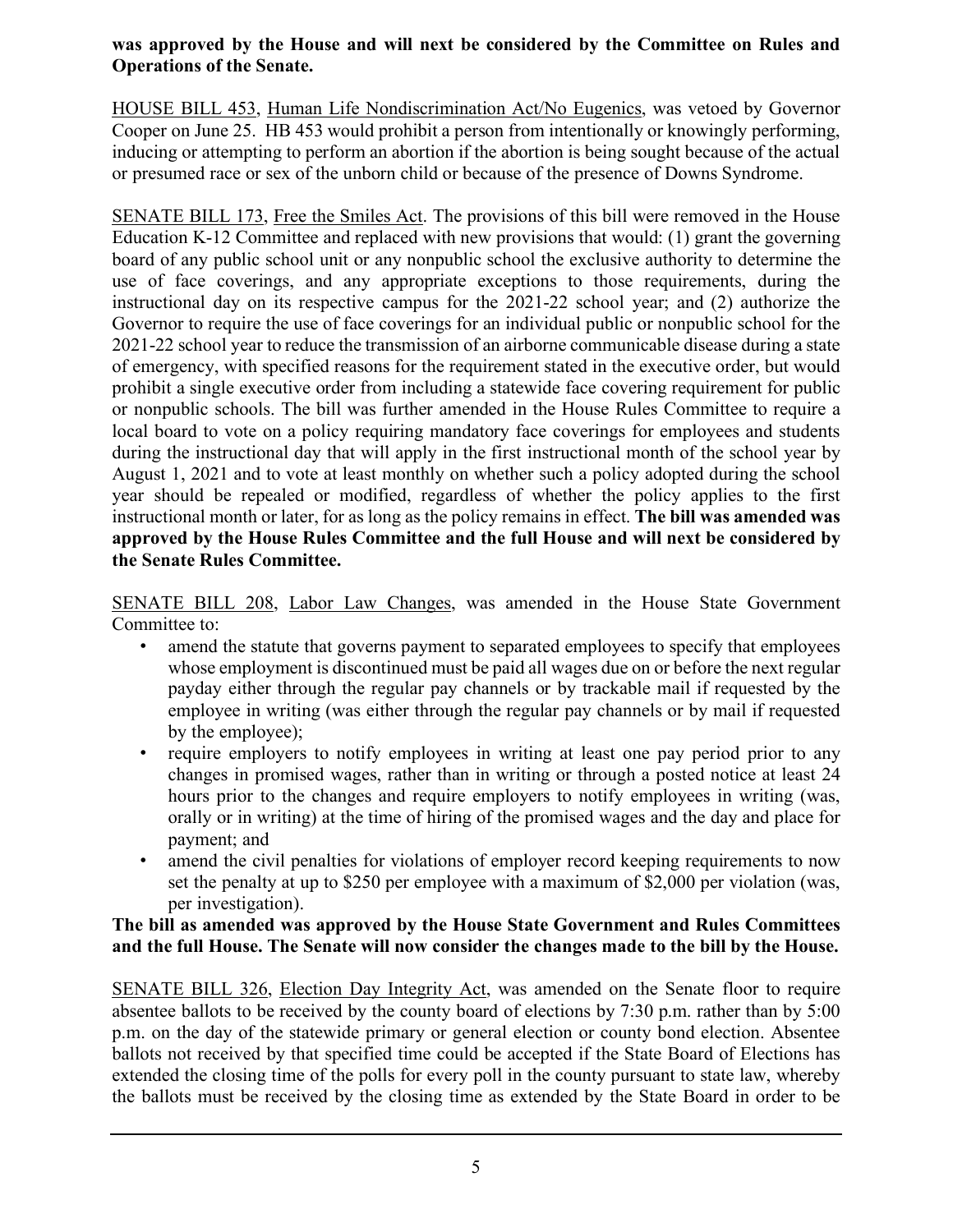**was approved by the House and will next be considered by the Committee on Rules and Operations of the Senate.**

HOUSE BILL 453, Human Life Nondiscrimination Act/No Eugenics, was vetoed by Governor Cooper on June 25. HB 453 would prohibit a person from intentionally or knowingly performing, inducing or attempting to perform an abortion if the abortion is being sought because of the actual or presumed race or sex of the unborn child or because of the presence of Downs Syndrome.

SENATE BILL 173, Free the Smiles Act. The provisions of this bill were removed in the House Education K-12 Committee and replaced with new provisions that would: (1) grant the governing board of any public school unit or any nonpublic school the exclusive authority to determine the use of face coverings, and any appropriate exceptions to those requirements, during the instructional day on its respective campus for the 2021-22 school year; and (2) authorize the Governor to require the use of face coverings for an individual public or nonpublic school for the 2021-22 school year to reduce the transmission of an airborne communicable disease during a state of emergency, with specified reasons for the requirement stated in the executive order, but would prohibit a single executive order from including a statewide face covering requirement for public or nonpublic schools. The bill was further amended in the House Rules Committee to require a local board to vote on a policy requiring mandatory face coverings for employees and students during the instructional day that will apply in the first instructional month of the school year by August 1, 2021 and to vote at least monthly on whether such a policy adopted during the school year should be repealed or modified, regardless of whether the policy applies to the first instructional month or later, for as long as the policy remains in effect. **The bill was amended was approved by the House Rules Committee and the full House and will next be considered by the Senate Rules Committee.**

SENATE BILL 208, Labor Law Changes, was amended in the House State Government Committee to:

- amend the statute that governs payment to separated employees to specify that employees whose employment is discontinued must be paid all wages due on or before the next regular payday either through the regular pay channels or by trackable mail if requested by the employee in writing (was either through the regular pay channels or by mail if requested by the employee);
- require employers to notify employees in writing at least one pay period prior to any changes in promised wages, rather than in writing or through a posted notice at least 24 hours prior to the changes and require employers to notify employees in writing (was, orally or in writing) at the time of hiring of the promised wages and the day and place for payment; and
- amend the civil penalties for violations of employer record keeping requirements to now set the penalty at up to $250 per employee with a maximum of $2,000 per violation (was, per investigation).

**The bill as amended was approved by the House State Government and Rules Committees and the full House. The Senate will now consider the changes made to the bill by the House.**

SENATE BILL 326, Election Day Integrity Act, was amended on the Senate floor to require absentee ballots to be received by the county board of elections by 7:30 p.m. rather than by 5:00 p.m. on the day of the statewide primary or general election or county bond election. Absentee ballots not received by that specified time could be accepted if the State Board of Elections has extended the closing time of the polls for every poll in the county pursuant to state law, whereby the ballots must be received by the closing time as extended by the State Board in order to be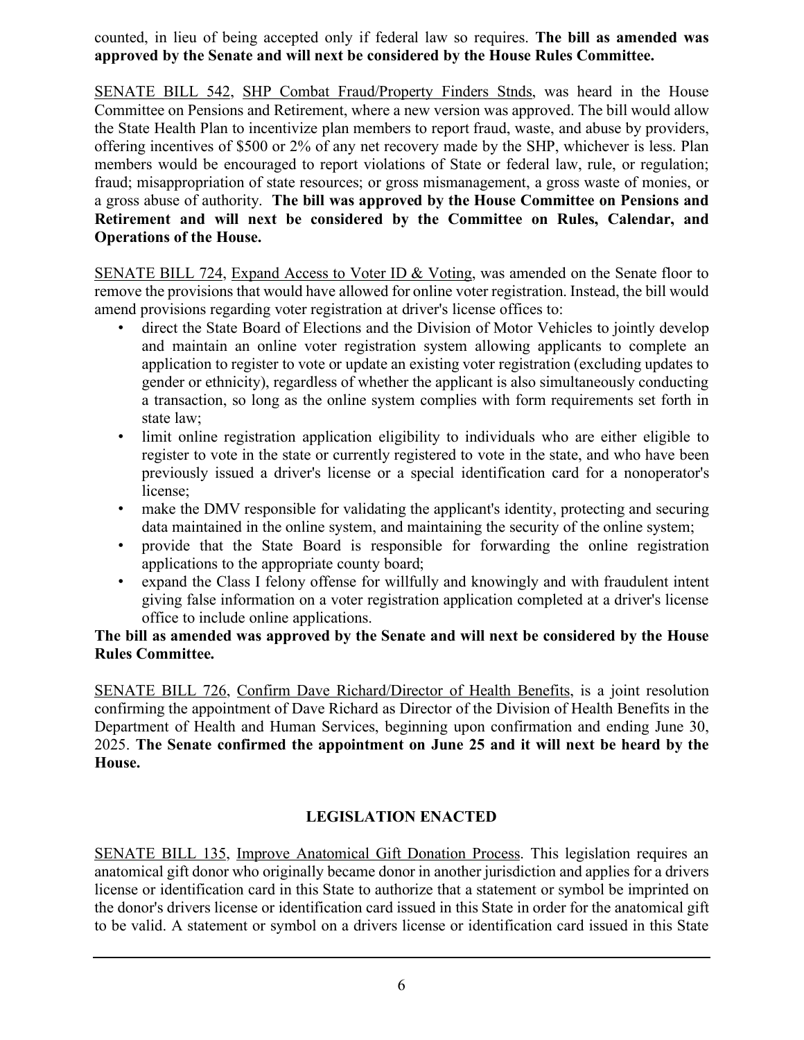counted, in lieu of being accepted only if federal law so requires. **The bill as amended was approved by the Senate and will next be considered by the House Rules Committee.**

SENATE BILL 542, SHP Combat Fraud/Property Finders Stnds, was heard in the House Committee on Pensions and Retirement, where a new version was approved. The bill would allow the State Health Plan to incentivize plan members to report fraud, waste, and abuse by providers, offering incentives of $500 or 2% of any net recovery made by the SHP, whichever is less. Plan members would be encouraged to report violations of State or federal law, rule, or regulation; fraud; misappropriation of state resources; or gross mismanagement, a gross waste of monies, or a gross abuse of authority. **The bill was approved by the House Committee on Pensions and Retirement and will next be considered by the Committee on Rules, Calendar, and Operations of the House.**

SENATE BILL 724, Expand Access to Voter ID & Voting, was amended on the Senate floor to remove the provisions that would have allowed for online voter registration. Instead, the bill would amend provisions regarding voter registration at driver's license offices to:

- direct the State Board of Elections and the Division of Motor Vehicles to jointly develop and maintain an online voter registration system allowing applicants to complete an application to register to vote or update an existing voter registration (excluding updates to gender or ethnicity), regardless of whether the applicant is also simultaneously conducting a transaction, so long as the online system complies with form requirements set forth in state law;
- limit online registration application eligibility to individuals who are either eligible to register to vote in the state or currently registered to vote in the state, and who have been previously issued a driver's license or a special identification card for a nonoperator's license;
- make the DMV responsible for validating the applicant's identity, protecting and securing data maintained in the online system, and maintaining the security of the online system;
- provide that the State Board is responsible for forwarding the online registration applications to the appropriate county board;
- expand the Class I felony offense for willfully and knowingly and with fraudulent intent giving false information on a voter registration application completed at a driver's license office to include online applications.

**The bill as amended was approved by the Senate and will next be considered by the House Rules Committee.**

SENATE BILL 726, Confirm Dave Richard/Director of Health Benefits, is a joint resolution confirming the appointment of Dave Richard as Director of the Division of Health Benefits in the Department of Health and Human Services, beginning upon confirmation and ending June 30, 2025. **The Senate confirmed the appointment on June 25 and it will next be heard by the House.**

## LEGISLATION ENACTED

SENATE BILL 135, Improve Anatomical Gift Donation Process. This legislation requires an anatomical gift donor who originally became donor in another jurisdiction and applies for a drivers license or identification card in this State to authorize that a statement or symbol be imprinted on the donor's drivers license or identification card issued in this State in order for the anatomical gift to be valid. A statement or symbol on a drivers license or identification card issued in this State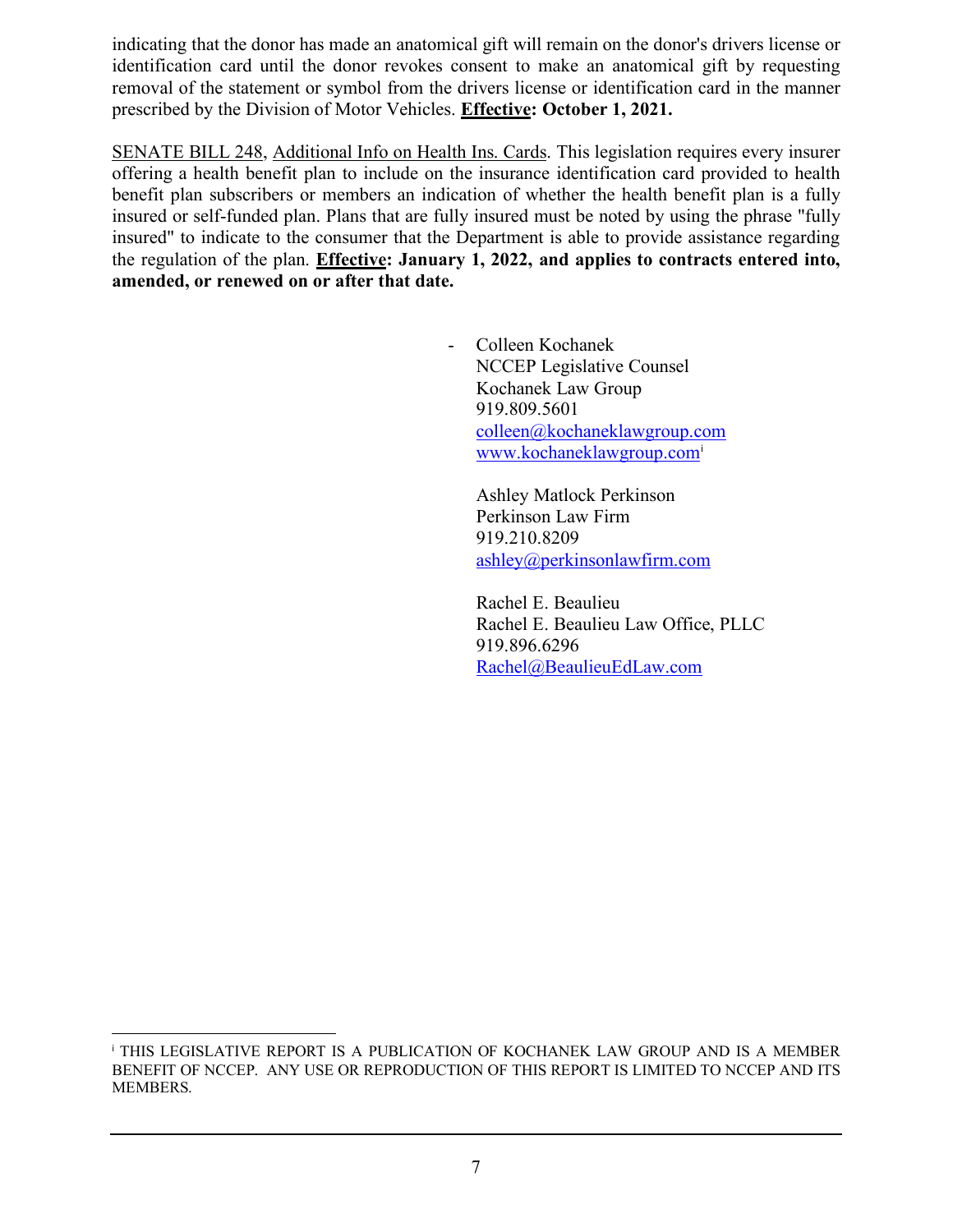indicating that the donor has made an anatomical gift will remain on the donor's drivers license or identification card until the donor revokes consent to make an anatomical gift by requesting removal of the statement or symbol from the drivers license or identification card in the manner prescribed by the Division of Motor Vehicles. **Effective: October 1, 2021.**

SENATE BILL 248, Additional Info on Health Ins. Cards. This legislation requires every insurer offering a health benefit plan to include on the insurance identification card provided to health benefit plan subscribers or members an indication of whether the health benefit plan is a fully insured or self-funded plan. Plans that are fully insured must be noted by using the phrase "fully insured" to indicate to the consumer that the Department is able to provide assistance regarding the regulation of the plan. **Effective: January 1, 2022, and applies to contracts entered into, amended, or renewed on or after that date.**

\- Colleen Kochanek
NCCEP Legislative Counsel
Kochanek Law Group
919.809.5601
colleen@kochaneklawgroup.com
www.kochaneklawgroup.com[i]

Ashley Matlock Perkinson
Perkinson Law Firm
919.210.8209
ashley@perkinsonlawfirm.com

Rachel E. Beaulieu
Rachel E. Beaulieu Law Office, PLLC
919.896.6296
Rachel@BeaulieuEdLaw.com

---

[i] THIS LEGISLATIVE REPORT IS A PUBLICATION OF KOCHANEK LAW GROUP AND IS A MEMBER BENEFIT OF NCCEP. ANY USE OR REPRODUCTION OF THIS REPORT IS LIMITED TO NCCEP AND ITS MEMBERS.